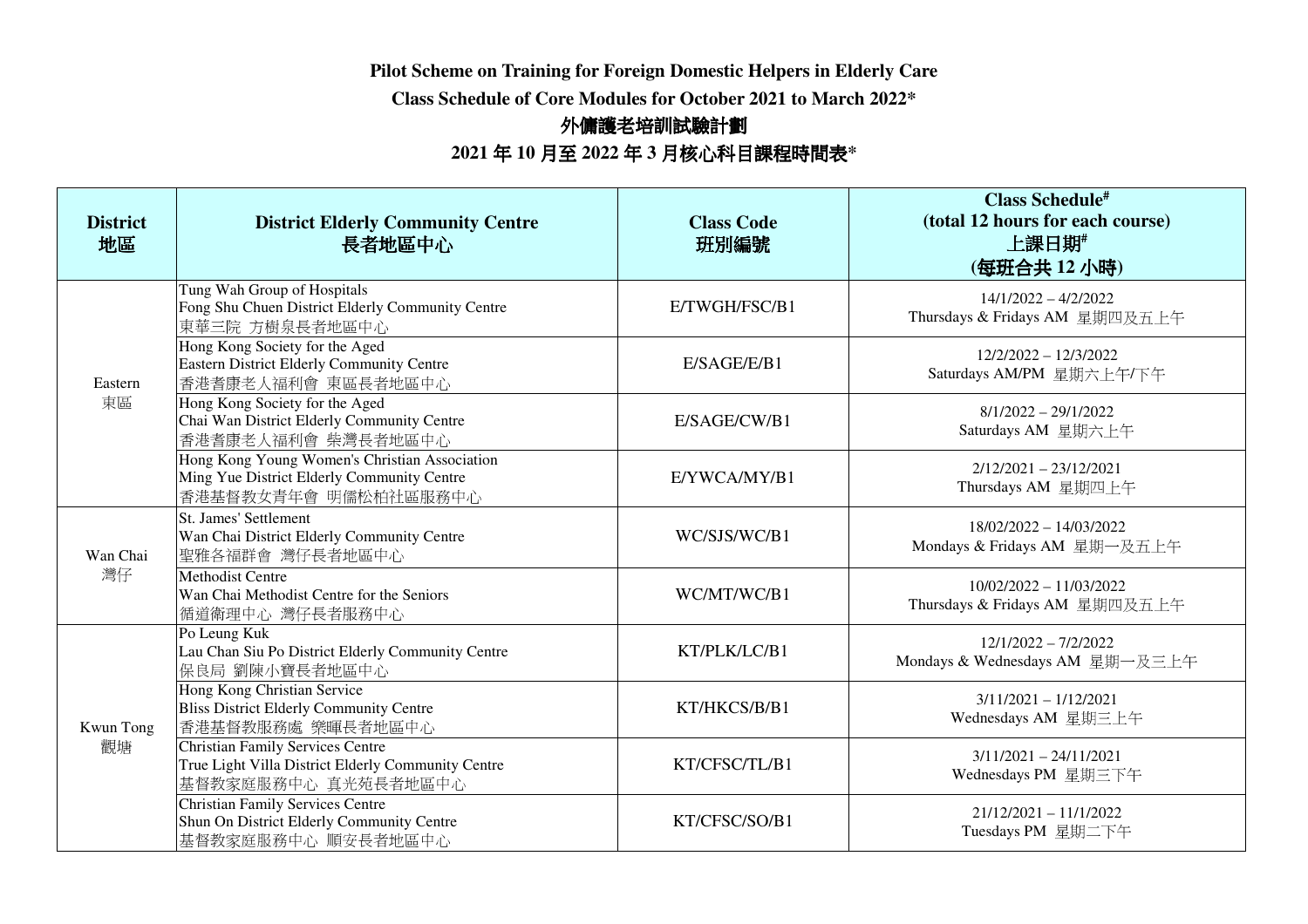# Pilot Scheme on Training for Foreign Domestic Helpers in Elderly Care

## Class Schedule of Core Modules for October 2021 to March 2022*

# 外傭護老培訓試驗計劃

## 2021 年 10 月至 2022 年 3 月核心科目課程時間表*

| District 地區 | District Elderly Community Centre 長者地區中心 | Class Code 班別編號 | Class Schedule# (total 12 hours for each course) 上課日期# (每班合共 12 小時) |
|---|---|---|---|
| Eastern 東區 | Tung Wah Group of Hospitals<br>Fong Shu Chuen District Elderly Community Centre<br>東華三院 方樹泉長者地區中心 | E/TWGH/FSC/B1 | 14/1/2022 – 4/2/2022<br>Thursdays & Fridays AM 星期四及五上午 |
| | Hong Kong Society for the Aged<br>Eastern District Elderly Community Centre<br>香港耆康老人福利會 東區長者地區中心 | E/SAGE/E/B1 | 12/2/2022 – 12/3/2022<br>Saturdays AM/PM 星期六上午/下午 |
| | Hong Kong Society for the Aged<br>Chai Wan District Elderly Community Centre<br>香港耆康老人福利會 柴灣長者地區中心 | E/SAGE/CW/B1 | 8/1/2022 – 29/1/2022<br>Saturdays AM 星期六上午 |
| | Hong Kong Young Women's Christian Association<br>Ming Yue District Elderly Community Centre<br>香港基督教女青年會 明儒松柏社區服務中心 | E/YWCA/MY/B1 | 2/12/2021 – 23/12/2021<br>Thursdays AM 星期四上午 |
| Wan Chai 灣仔 | St. James' Settlement<br>Wan Chai District Elderly Community Centre<br>聖雅各福群會 灣仔長者地區中心 | WC/SJS/WC/B1 | 18/02/2022 – 14/03/2022<br>Mondays & Fridays AM 星期一及五上午 |
| | Methodist Centre<br>Wan Chai Methodist Centre for the Seniors<br>循道衛理中心 灣仔長者服務中心 | WC/MT/WC/B1 | 10/02/2022 – 11/03/2022<br>Thursdays & Fridays AM 星期四及五上午 |
| Kwun Tong 觀塘 | Po Leung Kuk<br>Lau Chan Siu Po District Elderly Community Centre<br>保良局 劉陳小寶長者地區中心 | KT/PLK/LC/B1 | 12/1/2022 – 7/2/2022<br>Mondays & Wednesdays AM 星期一及三上午 |
| | Hong Kong Christian Service<br>Bliss District Elderly Community Centre<br>香港基督教服務處 樂暉長者地區中心 | KT/HKCS/B/B1 | 3/11/2021 – 1/12/2021<br>Wednesdays AM 星期三上午 |
| | Christian Family Services Centre<br>True Light Villa District Elderly Community Centre<br>基督教家庭服務中心 真光苑長者地區中心 | KT/CFSC/TL/B1 | 3/11/2021 – 24/11/2021<br>Wednesdays PM 星期三下午 |
| | Christian Family Services Centre<br>Shun On District Elderly Community Centre<br>基督教家庭服務中心 順安長者地區中心 | KT/CFSC/SO/B1 | 21/12/2021 – 11/1/2022<br>Tuesdays PM 星期二下午 |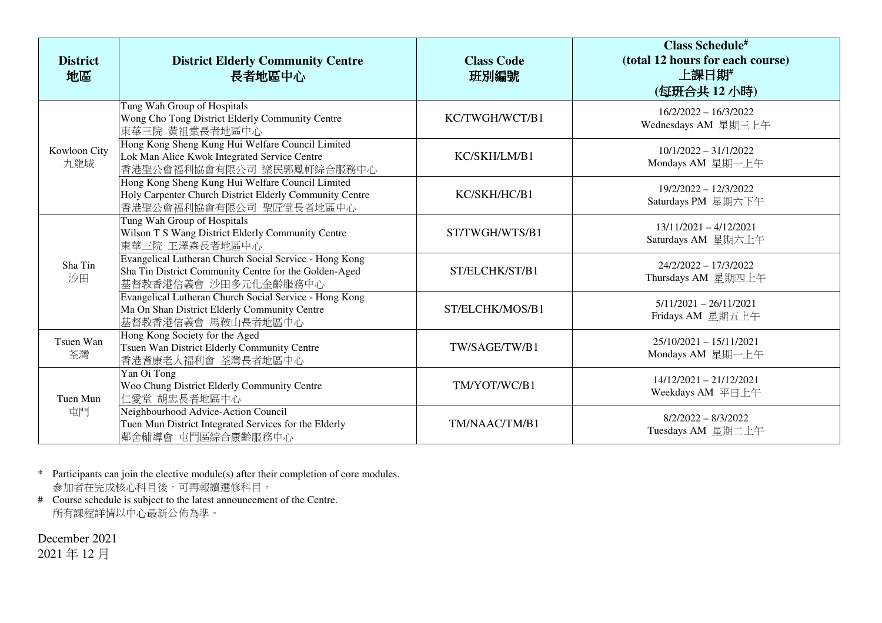| District<br>地區 | District Elderly Community Centre<br>長者地區中心 | Class Code<br>班別編號 | Class Schedule#<br>(total 12 hours for each course)<br>上課日期#<br>(每班合共 12 小時) |
|---|---|---|---|
| Kowloon City<br>九龍城 | Tung Wah Group of Hospitals<br>Wong Cho Tong District Elderly Community Centre<br>東華三院 黃祖棠長者地區中心 | KC/TWGH/WCT/B1 | 16/2/2022 – 16/3/2022<br>Wednesdays AM 星期三上午 |
| | Hong Kong Sheng Kung Hui Welfare Council Limited<br>Lok Man Alice Kwok Integrated Service Centre<br>香港聖公會福利協會有限公司 樂民郭鳳軒綜合服務中心 | KC/SKH/LM/B1 | 10/1/2022 – 31/1/2022<br>Mondays AM 星期一上午 |
| | Hong Kong Sheng Kung Hui Welfare Council Limited<br>Holy Carpenter Church District Elderly Community Centre<br>香港聖公會福利協會有限公司 聖匠堂長者地區中心 | KC/SKH/HC/B1 | 19/2/2022 – 12/3/2022<br>Saturdays PM 星期六下午 |
| Sha Tin<br>沙田 | Tung Wah Group of Hospitals<br>Wilson T S Wang District Elderly Community Centre<br>東華三院 王澤森長者地區中心 | ST/TWGH/WTS/B1 | 13/11/2021 – 4/12/2021<br>Saturdays AM 星期六上午 |
| | Evangelical Lutheran Church Social Service - Hong Kong<br>Sha Tin District Community Centre for the Golden-Aged<br>基督教香港信義會 沙田多元化金齡服務中心 | ST/ELCHK/ST/B1 | 24/2/2022 – 17/3/2022<br>Thursdays AM 星期四上午 |
| | Evangelical Lutheran Church Social Service - Hong Kong<br>Ma On Shan District Elderly Community Centre<br>基督教香港信義會 馬鞍山長者地區中心 | ST/ELCHK/MOS/B1 | 5/11/2021 – 26/11/2021<br>Fridays AM 星期五上午 |
| Tsuen Wan<br>荃灣 | Hong Kong Society for the Aged<br>Tsuen Wan District Elderly Community Centre<br>香港耆康老人福利會 荃灣長者地區中心 | TW/SAGE/TW/B1 | 25/10/2021 – 15/11/2021<br>Mondays AM 星期一上午 |
| Tuen Mun<br>屯門 | Yan Oi Tong<br>Woo Chung District Elderly Community Centre<br>仁愛堂 胡忠長者地區中心 | TM/YOT/WC/B1 | 14/12/2021 – 21/12/2021<br>Weekdays AM 平日上午 |
| | Neighbourhood Advice-Action Council<br>Tuen Mun District Integrated Services for the Elderly<br>鄰舍輔導會 屯門區綜合康齡服務中心 | TM/NAAC/TM/B1 | 8/2/2022 – 8/3/2022<br>Tuesdays AM 星期二上午 |

\* Participants can join the elective module(s) after their completion of core modules.
參加者在完成核心科目後，可再報讀選修科目。

\# Course schedule is subject to the latest announcement of the Centre.
所有課程詳情以中心最新公佈為準。

December 2021
2021 年 12 月